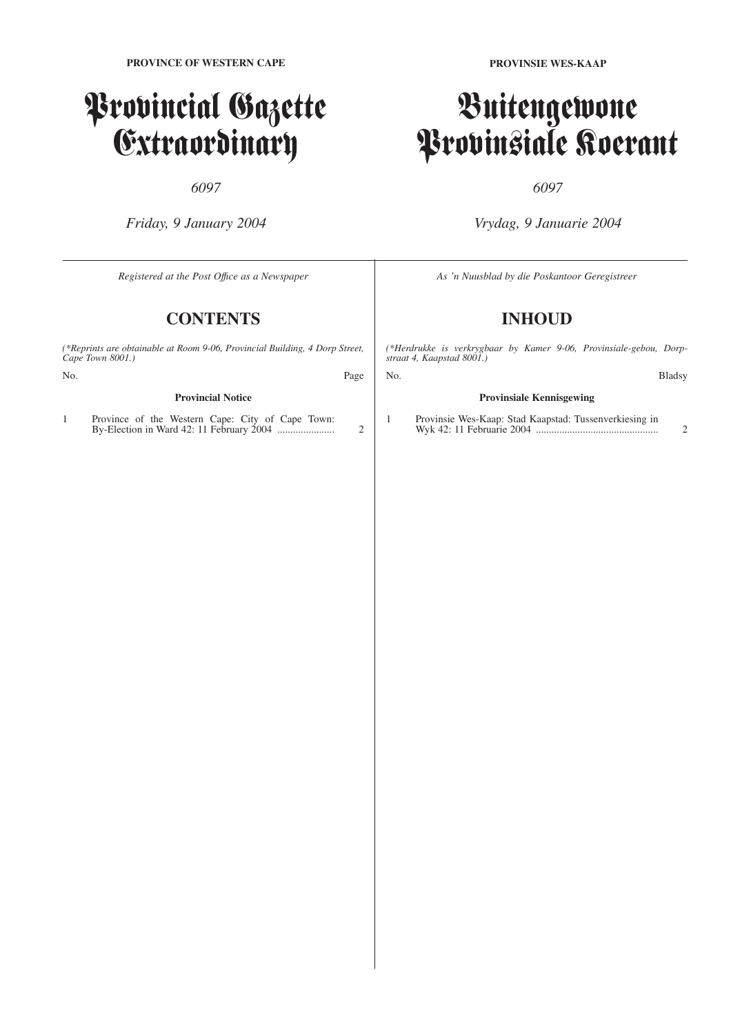**PROVINCE OF WESTERN CAPE**

# Provincial Gazette Extraordinary

*6097*

*Friday, 9 January 2004*

*Registered at the Post Office as a Newspaper*

## CONTENTS

*(\*Reprints are obtainable at Room 9-06, Provincial Building, 4 Dorp Street, Cape Town 8001.)*

| No. | | Page |
|---|---|---|
| | **Provincial Notice** | |
| 1 | Province of the Western Cape: City of Cape Town: By-Election in Ward 42: 11 February 2004 ...................... | 2 |

**PROVINSIE WES-KAAP**

# Buitengewone Provinsiale Koerant

*6097*

*Vrydag, 9 Januarie 2004*

*As 'n Nuusblad by die Poskantoor Geregistreer*

## INHOUD

*(\*Herdrukke is verkrygbaar by Kamer 9-06, Provinsiale-gebou, Dorpstraat 4, Kaapstad 8001.)*

| No. | | Bladsy |
|---|---|---|
| | **Provinsiale Kennisgewing** | |
| 1 | Provinsie Wes-Kaap: Stad Kaapstad: Tussenverkiesing in Wyk 42: 11 Februarie 2004 .............................................. | 2 |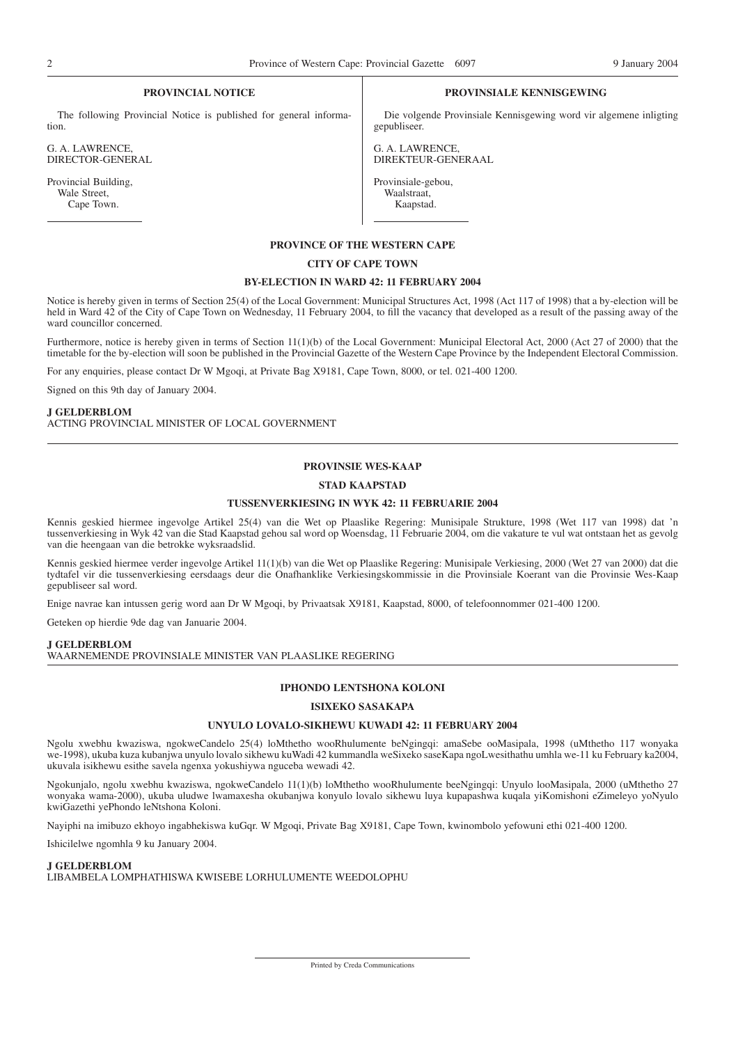## PROVINCIAL NOTICE

The following Provincial Notice is published for general information.

G. A. LAWRENCE,
DIRECTOR-GENERAL

Provincial Building,
Wale Street,
Cape Town.

## PROVINSIALE KENNISGEWING

Die volgende Provinsiale Kennisgewing word vir algemene inligting gepubliseer.

G. A. LAWRENCE,
DIREKTEUR-GENERAAL

Provinsiale-gebou,
Waalstraat,
Kaapstad.

### PROVINCE OF THE WESTERN CAPE

### CITY OF CAPE TOWN

### BY-ELECTION IN WARD 42: 11 FEBRUARY 2004

Notice is hereby given in terms of Section 25(4) of the Local Government: Municipal Structures Act, 1998 (Act 117 of 1998) that a by-election will be held in Ward 42 of the City of Cape Town on Wednesday, 11 February 2004, to fill the vacancy that developed as a result of the passing away of the ward councillor concerned.

Furthermore, notice is hereby given in terms of Section 11(1)(b) of the Local Government: Municipal Electoral Act, 2000 (Act 27 of 2000) that the timetable for the by-election will soon be published in the Provincial Gazette of the Western Cape Province by the Independent Electoral Commission.

For any enquiries, please contact Dr W Mgoqi, at Private Bag X9181, Cape Town, 8000, or tel. 021-400 1200.

Signed on this 9th day of January 2004.

**J GELDERBLOM**
ACTING PROVINCIAL MINISTER OF LOCAL GOVERNMENT

### PROVINSIE WES-KAAP

### STAD KAAPSTAD

### TUSSENVERKIESING IN WYK 42: 11 FEBRUARIE 2004

Kennis geskied hiermee ingevolge Artikel 25(4) van die Wet op Plaaslike Regering: Munisipale Strukture, 1998 (Wet 117 van 1998) dat 'n tussenverkiesing in Wyk 42 van die Stad Kaapstad gehou sal word op Woensdag, 11 Februarie 2004, om die vakature te vul wat ontstaan het as gevolg van die heengaan van die betrokke wyksraadslid.

Kennis geskied hiermee verder ingevolge Artikel 11(1)(b) van die Wet op Plaaslike Regering: Munisipale Verkiesing, 2000 (Wet 27 van 2000) dat die tydtafel vir die tussenverkiesing eersdaags deur die Onafhanklike Verkiesingskommissie in die Provinsiale Koerant van die Provinsie Wes-Kaap gepubliseer sal word.

Enige navrae kan intussen gerig word aan Dr W Mgoqi, by Privaatsak X9181, Kaapstad, 8000, of telefoonnommer 021-400 1200.

Geteken op hierdie 9de dag van Januarie 2004.

**J GELDERBLOM**
WAARNEMENDE PROVINSIALE MINISTER VAN PLAASLIKE REGERING

### IPHONDO LENTSHONA KOLONI

### ISIXEKO SASAKAPA

### UNYULO LOVALO-SIKHEWU KUWADI 42: 11 FEBRUARY 2004

Ngolu xwebhu kwaziswa, ngokweCandelo 25(4) loMthetho wooRhulumente beNgingqi: amaSebe ooMasipala, 1998 (uMthetho 117 wonyaka we-1998), ukuba kuza kubanjwa unyulo lovalo sikhewu kuWadi 42 kummandla weSixeko saseKapa ngoLwesithathu umhla we-11 ku February ka2004, ukuvala isikhewu esithe savela ngenxa yokushiywa nguceba wewadi 42.

Ngokunjalo, ngolu xwebhu kwaziswa, ngokweCandelo 11(1)(b) loMthetho wooRhulumente beeNgingqi: Unyulo looMasipala, 2000 (uMthetho 27 wonyaka wama-2000), ukuba uludwe lwamaxesha okubanjwa konyulo lovalo sikhewu luya kupapashwa kuqala yiKomishoni eZimeleyo yoNyulo kwiGazethi yePhondo leNtshona Koloni.

Nayiphi na imibuzo ekhoyo ingabhekiswa kuGqr. W Mgoqi, Private Bag X9181, Cape Town, kwinombolo yefowuni ethi 021-400 1200.

Ishicilelwe ngomhla 9 ku January 2004.

**J GELDERBLOM**
LIBAMBELA LOMPHATHISWA KWISEBE LORHULUMENTE WEEDOLOPHU

Printed by Creda Communications